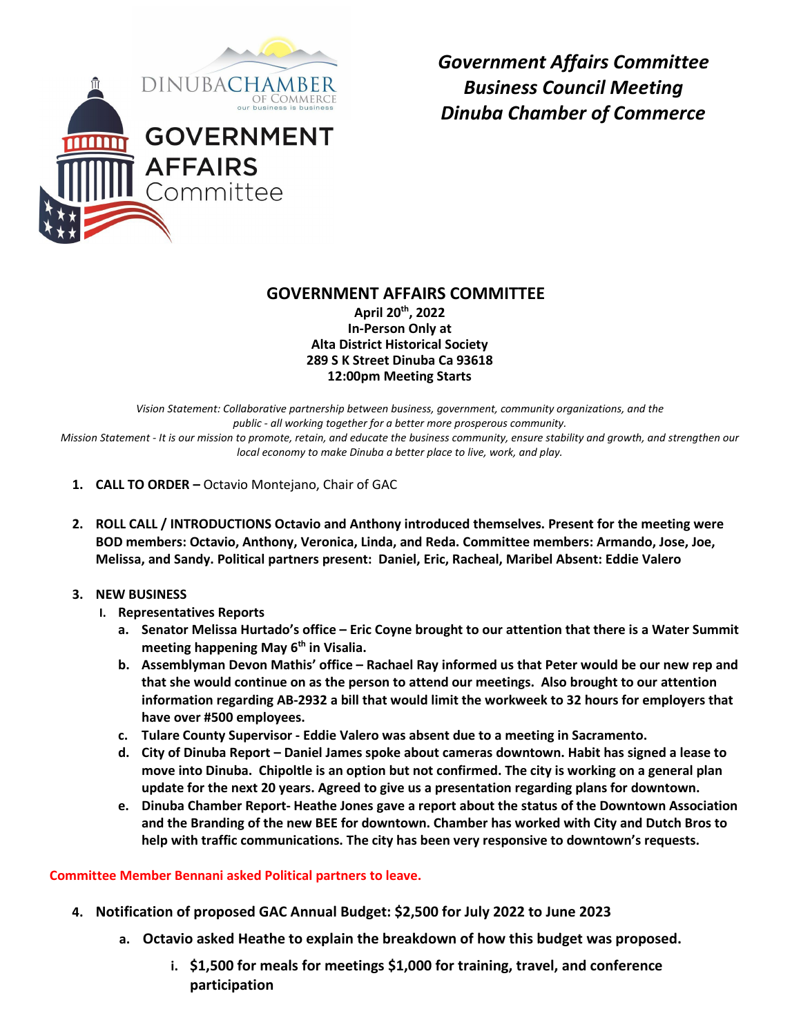*Government Affairs Committee*
*Business Council Meeting*
*Dinuba Chamber of Commerce*

# GOVERNMENT AFFAIRS COMMITTEE

**April 20th, 2022**
**In-Person Only at**
**Alta District Historical Society**
**289 S K Street Dinuba Ca 93618**
**12:00pm Meeting Starts**

*Vision Statement: Collaborative partnership between business, government, community organizations, and the public - all working together for a better more prosperous community.*
*Mission Statement - It is our mission to promote, retain, and educate the business community, ensure stability and growth, and strengthen our local economy to make Dinuba a better place to live, work, and play.*

1. **CALL TO ORDER –** Octavio Montejano, Chair of GAC
2. **ROLL CALL / INTRODUCTIONS Octavio and Anthony introduced themselves. Present for the meeting were BOD members: Octavio, Anthony, Veronica, Linda, and Reda. Committee members: Armando, Jose, Joe, Melissa, and Sandy. Political partners present: Daniel, Eric, Racheal, Maribel Absent: Eddie Valero**
3. **NEW BUSINESS**
   - I. **Representatives Reports**
     - a. **Senator Melissa Hurtado's office – Eric Coyne brought to our attention that there is a Water Summit meeting happening May 6th in Visalia.**
     - b. **Assemblyman Devon Mathis' office – Rachael Ray informed us that Peter would be our new rep and that she would continue on as the person to attend our meetings. Also brought to our attention information regarding AB-2932 a bill that would limit the workweek to 32 hours for employers that have over #500 employees.**
     - c. **Tulare County Supervisor - Eddie Valero was absent due to a meeting in Sacramento.**
     - d. **City of Dinuba Report – Daniel James spoke about cameras downtown. Habit has signed a lease to move into Dinuba. Chipoltle is an option but not confirmed. The city is working on a general plan update for the next 20 years. Agreed to give us a presentation regarding plans for downtown.**
     - e. **Dinuba Chamber Report- Heathe Jones gave a report about the status of the Downtown Association and the Branding of the new BEE for downtown. Chamber has worked with City and Dutch Bros to help with traffic communications. The city has been very responsive to downtown's requests.**

**Committee Member Bennani asked Political partners to leave.**

4. **Notification of proposed GAC Annual Budget: $2,500 for July 2022 to June 2023**
   - a. **Octavio asked Heathe to explain the breakdown of how this budget was proposed.**
     - i. **$1,500 for meals for meetings $1,000 for training, travel, and conference participation**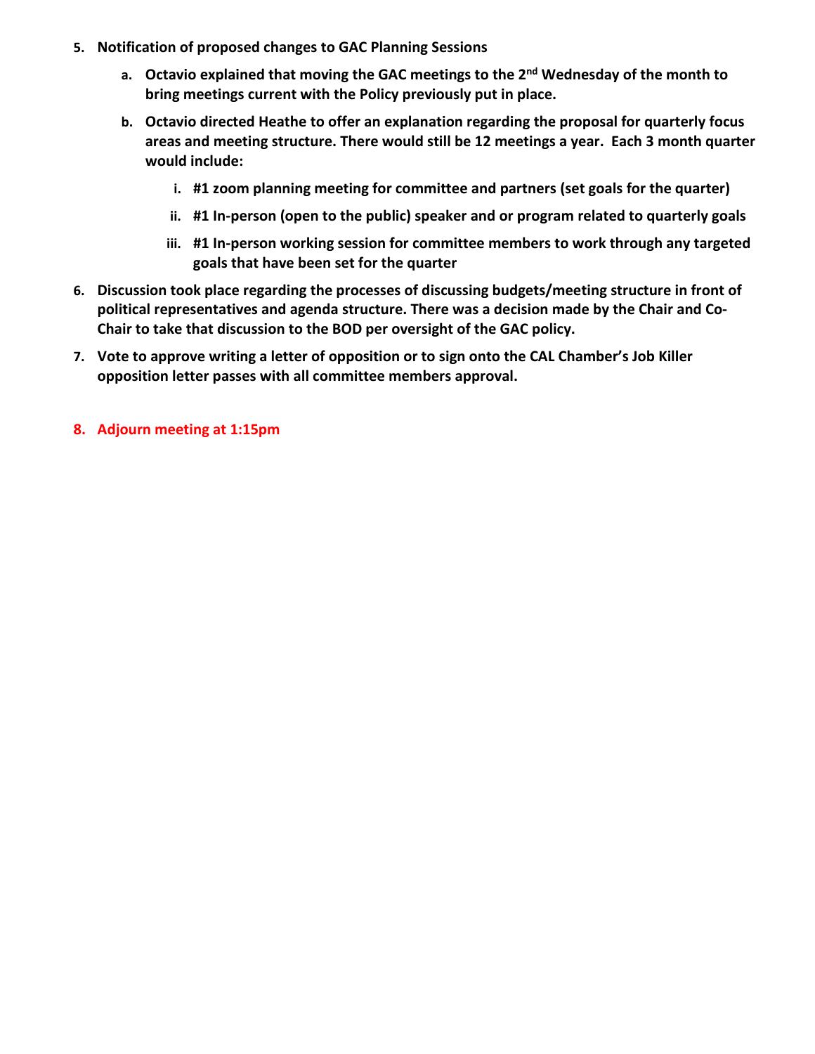5. **Notification of proposed changes to GAC Planning Sessions**
   a. **Octavio explained that moving the GAC meetings to the 2nd Wednesday of the month to bring meetings current with the Policy previously put in place.**
   b. **Octavio directed Heathe to offer an explanation regarding the proposal for quarterly focus areas and meeting structure. There would still be 12 meetings a year. Each 3 month quarter would include:**
      i. **#1 zoom planning meeting for committee and partners (set goals for the quarter)**
      ii. **#1 In-person (open to the public) speaker and or program related to quarterly goals**
      iii. **#1 In-person working session for committee members to work through any targeted goals that have been set for the quarter**
6. **Discussion took place regarding the processes of discussing budgets/meeting structure in front of political representatives and agenda structure. There was a decision made by the Chair and Co-Chair to take that discussion to the BOD per oversight of the GAC policy.**
7. **Vote to approve writing a letter of opposition or to sign onto the CAL Chamber's Job Killer opposition letter passes with all committee members approval.**
8. **Adjourn meeting at 1:15pm**